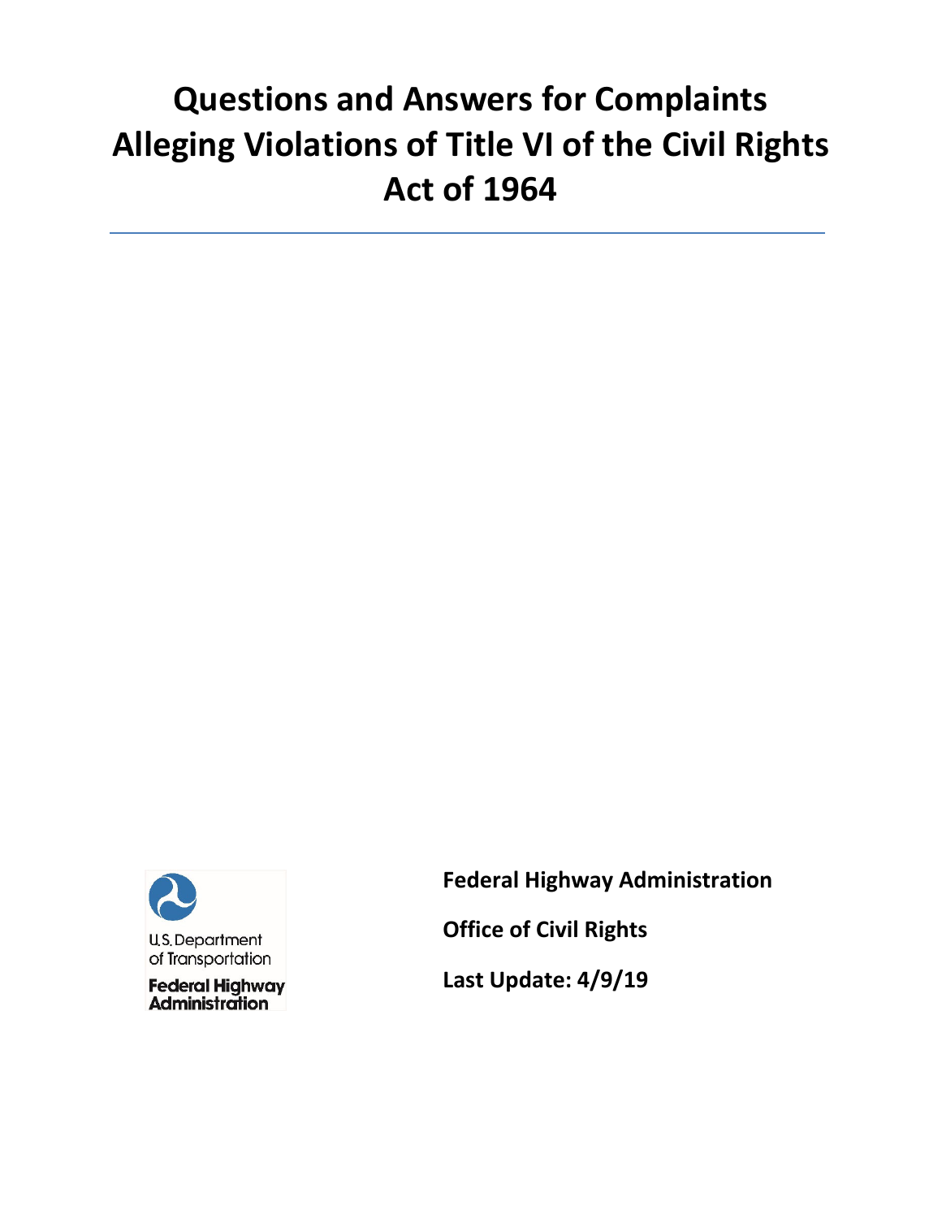# Questions and Answers for Complaints Alleging Violations of Title VI of the Civil Rights Act of 1964

U.S. Department of Transportation

Federal Highway Administration

**Federal Highway Administration**

**Office of Civil Rights**

**Last Update: 4/9/19**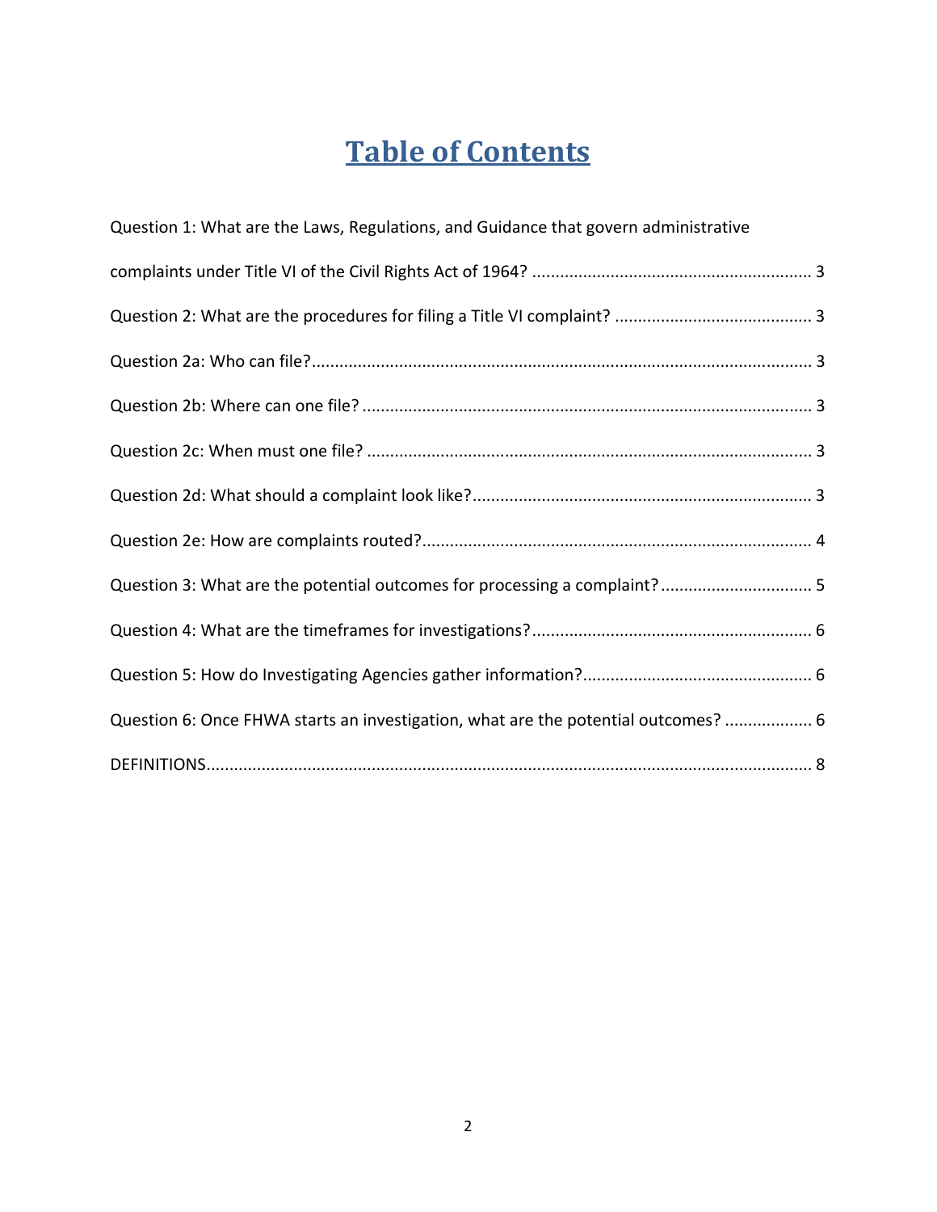# Table of Contents

Question 1: What are the Laws, Regulations, and Guidance that govern administrative complaints under Title VI of the Civil Rights Act of 1964? ........................................................ 3

Question 2: What are the procedures for filing a Title VI complaint? ........................................ 3

Question 2a: Who can file?........................................................................................................ 3

Question 2b: Where can one file? .............................................................................................. 3

Question 2c: When must one file? ............................................................................................. 3

Question 2d: What should a complaint look like?...................................................................... 3

Question 2e: How are complaints routed?................................................................................. 4

Question 3: What are the potential outcomes for processing a complaint? ............................... 5

Question 4: What are the timeframes for investigations?........................................................... 6

Question 5: How do Investigating Agencies gather information?................................................ 6

Question 6: Once FHWA starts an investigation, what are the potential outcomes? .................. 6

DEFINITIONS.................................................................................................................................. 8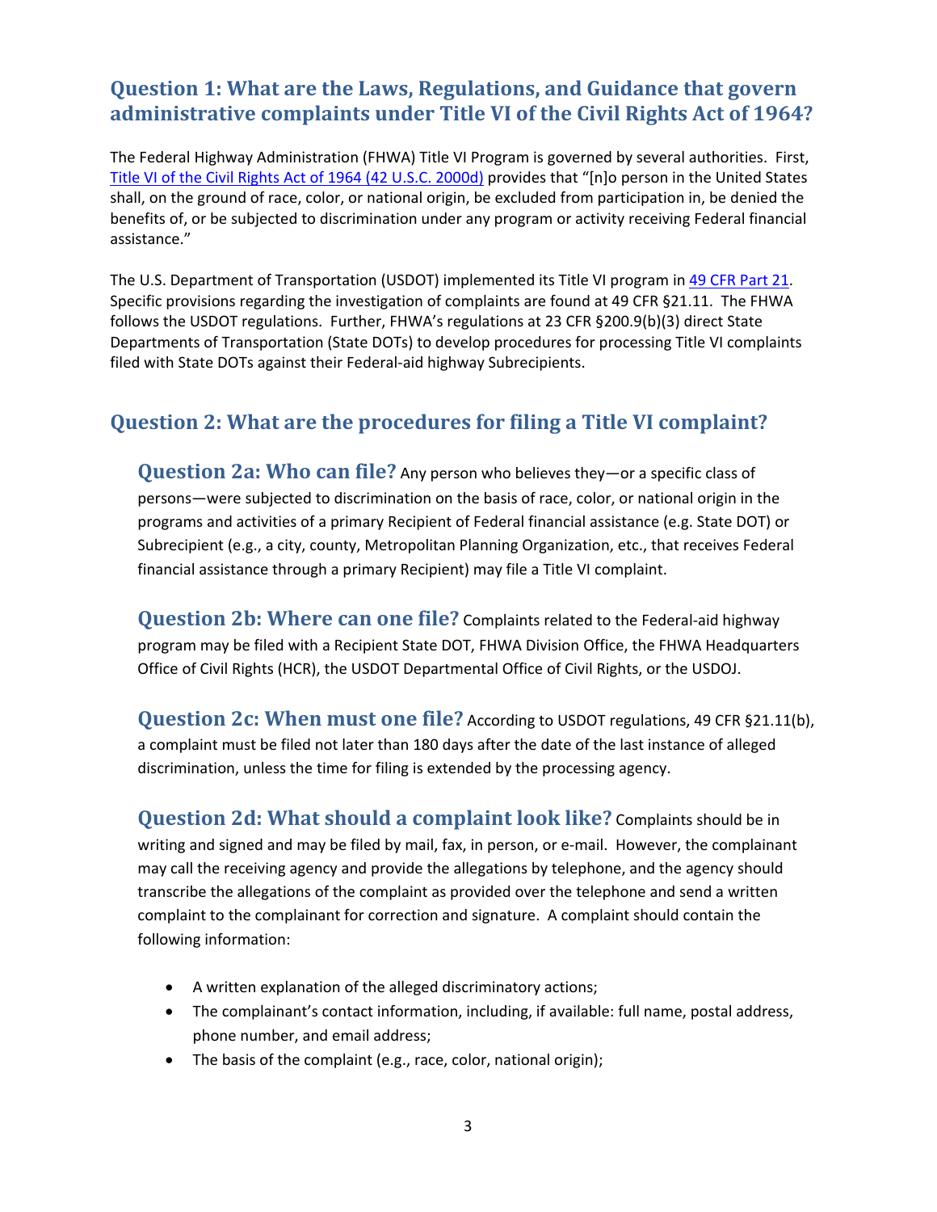## Question 1: What are the Laws, Regulations, and Guidance that govern administrative complaints under Title VI of the Civil Rights Act of 1964?

The Federal Highway Administration (FHWA) Title VI Program is governed by several authorities. First, [Title VI of the Civil Rights Act of 1964 (42 U.S.C. 2000d)](#) provides that "[n]o person in the United States shall, on the ground of race, color, or national origin, be excluded from participation in, be denied the benefits of, or be subjected to discrimination under any program or activity receiving Federal financial assistance."

The U.S. Department of Transportation (USDOT) implemented its Title VI program in [49 CFR Part 21](#). Specific provisions regarding the investigation of complaints are found at 49 CFR §21.11. The FHWA follows the USDOT regulations. Further, FHWA's regulations at 23 CFR §200.9(b)(3) direct State Departments of Transportation (State DOTs) to develop procedures for processing Title VI complaints filed with State DOTs against their Federal-aid highway Subrecipients.

## Question 2: What are the procedures for filing a Title VI complaint?

### Question 2a: Who can file?

Any person who believes they—or a specific class of persons—were subjected to discrimination on the basis of race, color, or national origin in the programs and activities of a primary Recipient of Federal financial assistance (e.g. State DOT) or Subrecipient (e.g., a city, county, Metropolitan Planning Organization, etc., that receives Federal financial assistance through a primary Recipient) may file a Title VI complaint.

### Question 2b: Where can one file?

Complaints related to the Federal-aid highway program may be filed with a Recipient State DOT, FHWA Division Office, the FHWA Headquarters Office of Civil Rights (HCR), the USDOT Departmental Office of Civil Rights, or the USDOJ.

### Question 2c: When must one file?

According to USDOT regulations, 49 CFR §21.11(b), a complaint must be filed not later than 180 days after the date of the last instance of alleged discrimination, unless the time for filing is extended by the processing agency.

### Question 2d: What should a complaint look like?

Complaints should be in writing and signed and may be filed by mail, fax, in person, or e-mail. However, the complainant may call the receiving agency and provide the allegations by telephone, and the agency should transcribe the allegations of the complaint as provided over the telephone and send a written complaint to the complainant for correction and signature. A complaint should contain the following information:

- A written explanation of the alleged discriminatory actions;
- The complainant's contact information, including, if available: full name, postal address, phone number, and email address;
- The basis of the complaint (e.g., race, color, national origin);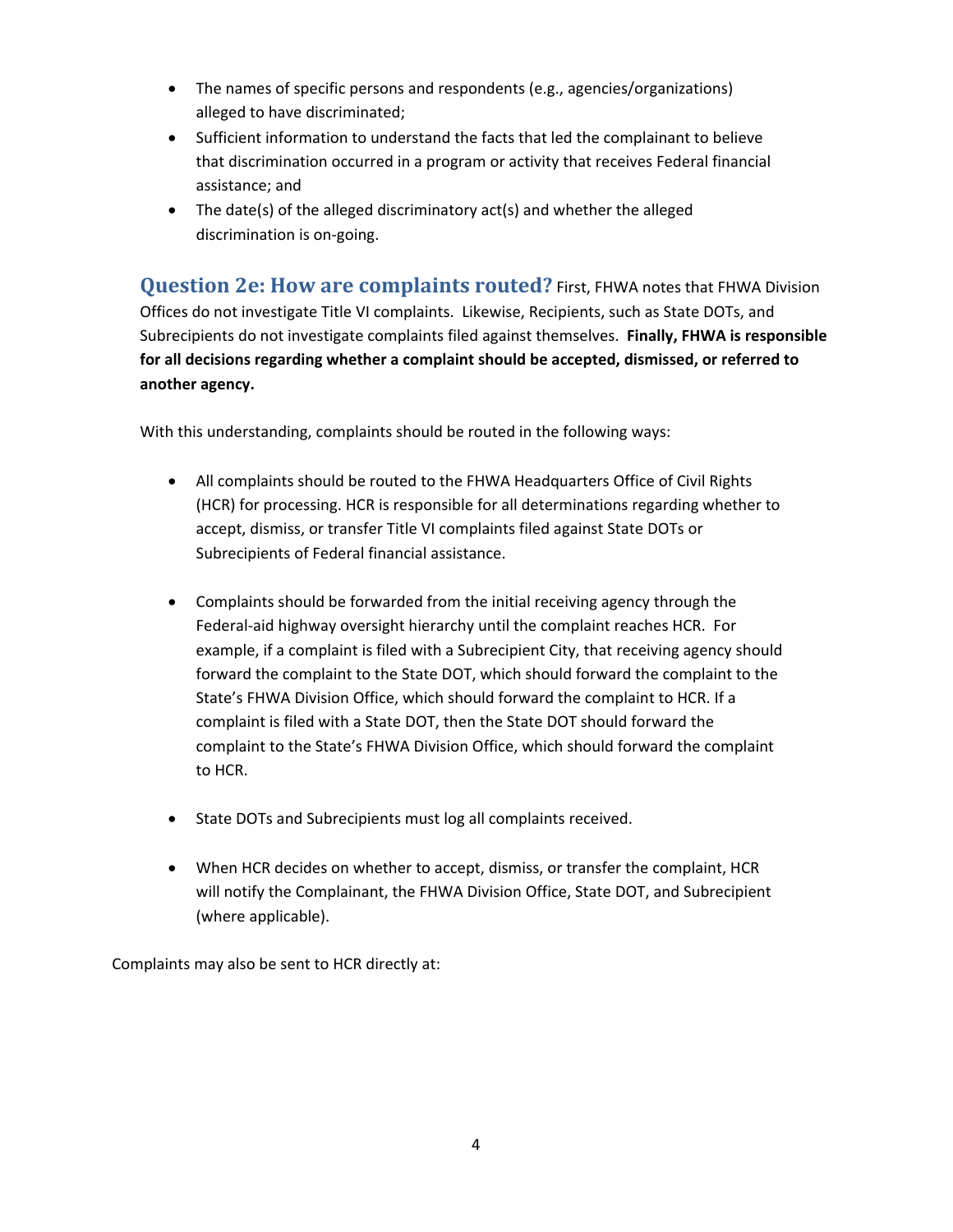- The names of specific persons and respondents (e.g., agencies/organizations) alleged to have discriminated;
- Sufficient information to understand the facts that led the complainant to believe that discrimination occurred in a program or activity that receives Federal financial assistance; and
- The date(s) of the alleged discriminatory act(s) and whether the alleged discrimination is on-going.

## Question 2e: How are complaints routed?

First, FHWA notes that FHWA Division Offices do not investigate Title VI complaints. Likewise, Recipients, such as State DOTs, and Subrecipients do not investigate complaints filed against themselves. **Finally, FHWA is responsible for all decisions regarding whether a complaint should be accepted, dismissed, or referred to another agency.**

With this understanding, complaints should be routed in the following ways:

- All complaints should be routed to the FHWA Headquarters Office of Civil Rights (HCR) for processing. HCR is responsible for all determinations regarding whether to accept, dismiss, or transfer Title VI complaints filed against State DOTs or Subrecipients of Federal financial assistance.

- Complaints should be forwarded from the initial receiving agency through the Federal-aid highway oversight hierarchy until the complaint reaches HCR. For example, if a complaint is filed with a Subrecipient City, that receiving agency should forward the complaint to the State DOT, which should forward the complaint to the State's FHWA Division Office, which should forward the complaint to HCR. If a complaint is filed with a State DOT, then the State DOT should forward the complaint to the State's FHWA Division Office, which should forward the complaint to HCR.

- State DOTs and Subrecipients must log all complaints received.

- When HCR decides on whether to accept, dismiss, or transfer the complaint, HCR will notify the Complainant, the FHWA Division Office, State DOT, and Subrecipient (where applicable).

Complaints may also be sent to HCR directly at: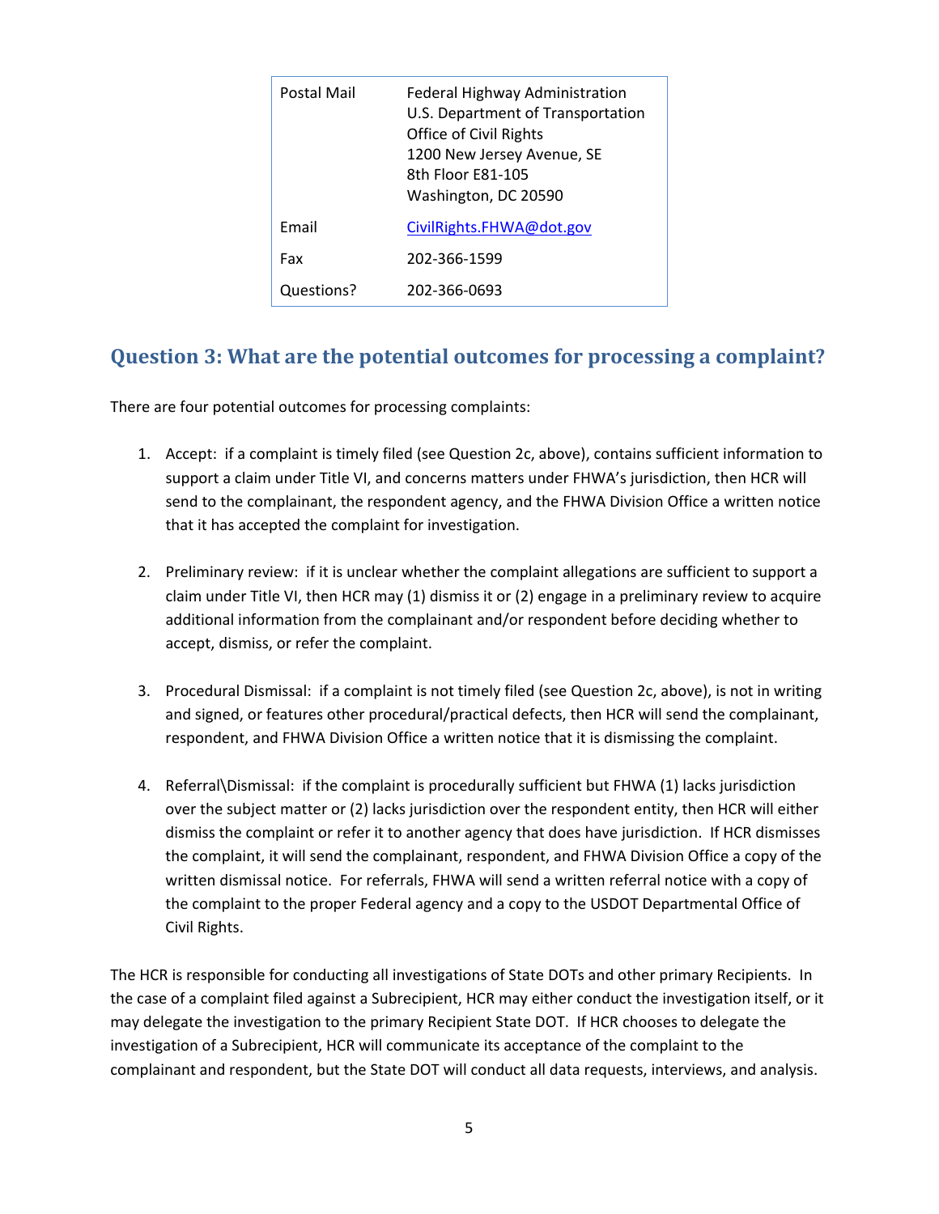| Postal Mail | Federal Highway Administration<br>U.S. Department of Transportation<br>Office of Civil Rights<br>1200 New Jersey Avenue, SE<br>8th Floor E81-105<br>Washington, DC 20590 |
| --- | --- |
| Email | CivilRights.FHWA@dot.gov |
| Fax | 202-366-1599 |
| Questions? | 202-366-0693 |

## Question 3: What are the potential outcomes for processing a complaint?

There are four potential outcomes for processing complaints:

1. Accept: if a complaint is timely filed (see Question 2c, above), contains sufficient information to support a claim under Title VI, and concerns matters under FHWA's jurisdiction, then HCR will send to the complainant, the respondent agency, and the FHWA Division Office a written notice that it has accepted the complaint for investigation.

2. Preliminary review: if it is unclear whether the complaint allegations are sufficient to support a claim under Title VI, then HCR may (1) dismiss it or (2) engage in a preliminary review to acquire additional information from the complainant and/or respondent before deciding whether to accept, dismiss, or refer the complaint.

3. Procedural Dismissal: if a complaint is not timely filed (see Question 2c, above), is not in writing and signed, or features other procedural/practical defects, then HCR will send the complainant, respondent, and FHWA Division Office a written notice that it is dismissing the complaint.

4. Referral\Dismissal: if the complaint is procedurally sufficient but FHWA (1) lacks jurisdiction over the subject matter or (2) lacks jurisdiction over the respondent entity, then HCR will either dismiss the complaint or refer it to another agency that does have jurisdiction. If HCR dismisses the complaint, it will send the complainant, respondent, and FHWA Division Office a copy of the written dismissal notice. For referrals, FHWA will send a written referral notice with a copy of the complaint to the proper Federal agency and a copy to the USDOT Departmental Office of Civil Rights.

The HCR is responsible for conducting all investigations of State DOTs and other primary Recipients. In the case of a complaint filed against a Subrecipient, HCR may either conduct the investigation itself, or it may delegate the investigation to the primary Recipient State DOT. If HCR chooses to delegate the investigation of a Subrecipient, HCR will communicate its acceptance of the complaint to the complainant and respondent, but the State DOT will conduct all data requests, interviews, and analysis.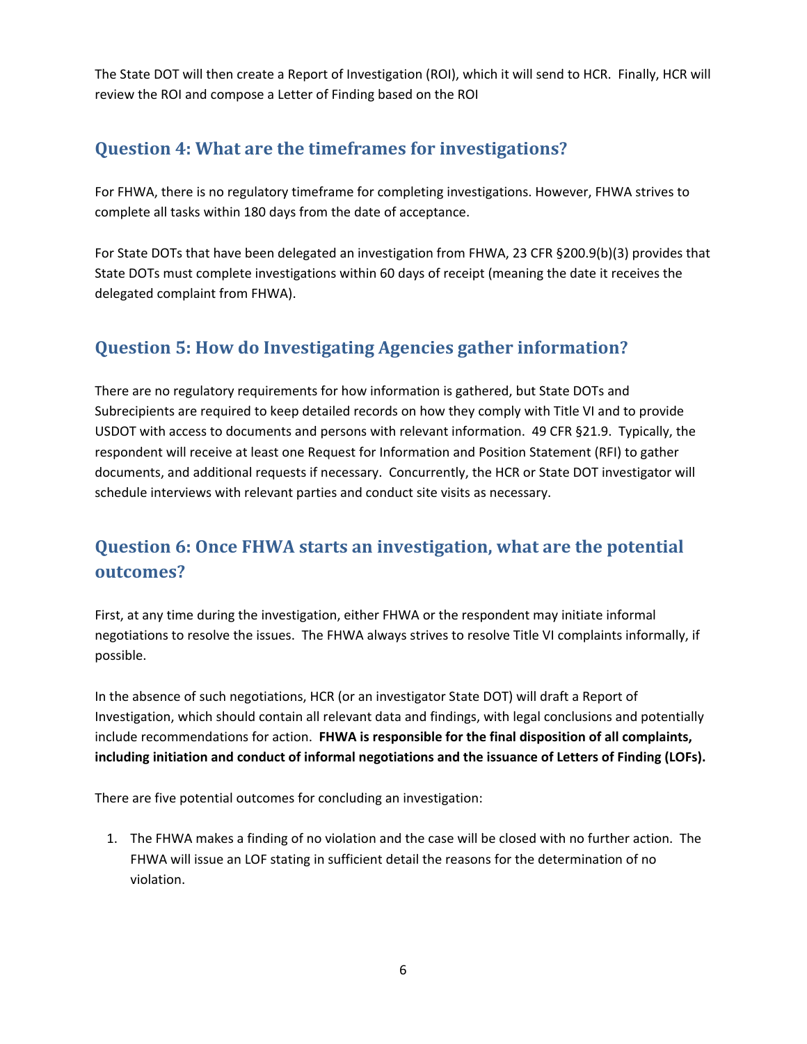The State DOT will then create a Report of Investigation (ROI), which it will send to HCR. Finally, HCR will review the ROI and compose a Letter of Finding based on the ROI

## Question 4: What are the timeframes for investigations?

For FHWA, there is no regulatory timeframe for completing investigations. However, FHWA strives to complete all tasks within 180 days from the date of acceptance.

For State DOTs that have been delegated an investigation from FHWA, 23 CFR §200.9(b)(3) provides that State DOTs must complete investigations within 60 days of receipt (meaning the date it receives the delegated complaint from FHWA).

## Question 5: How do Investigating Agencies gather information?

There are no regulatory requirements for how information is gathered, but State DOTs and Subrecipients are required to keep detailed records on how they comply with Title VI and to provide USDOT with access to documents and persons with relevant information. 49 CFR §21.9. Typically, the respondent will receive at least one Request for Information and Position Statement (RFI) to gather documents, and additional requests if necessary. Concurrently, the HCR or State DOT investigator will schedule interviews with relevant parties and conduct site visits as necessary.

## Question 6: Once FHWA starts an investigation, what are the potential outcomes?

First, at any time during the investigation, either FHWA or the respondent may initiate informal negotiations to resolve the issues. The FHWA always strives to resolve Title VI complaints informally, if possible.

In the absence of such negotiations, HCR (or an investigator State DOT) will draft a Report of Investigation, which should contain all relevant data and findings, with legal conclusions and potentially include recommendations for action. **FHWA is responsible for the final disposition of all complaints, including initiation and conduct of informal negotiations and the issuance of Letters of Finding (LOFs).**

There are five potential outcomes for concluding an investigation:

1. The FHWA makes a finding of no violation and the case will be closed with no further action. The FHWA will issue an LOF stating in sufficient detail the reasons for the determination of no violation.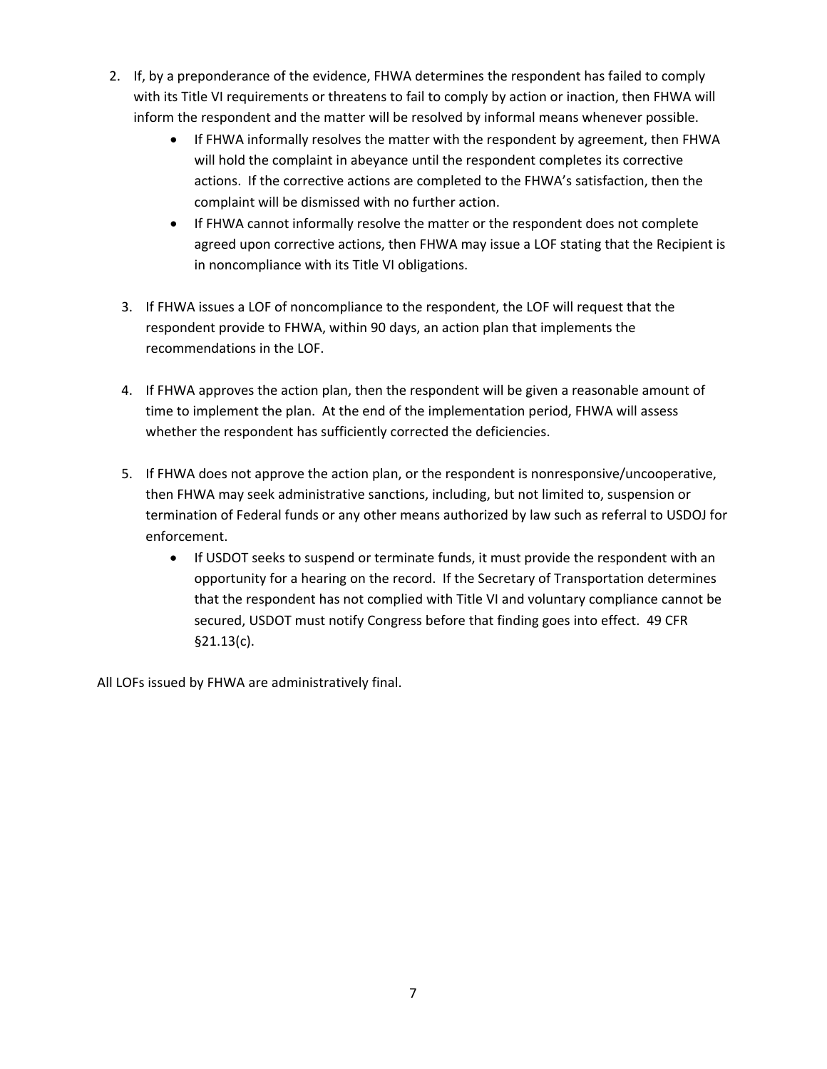2. If, by a preponderance of the evidence, FHWA determines the respondent has failed to comply with its Title VI requirements or threatens to fail to comply by action or inaction, then FHWA will inform the respondent and the matter will be resolved by informal means whenever possible.
   - If FHWA informally resolves the matter with the respondent by agreement, then FHWA will hold the complaint in abeyance until the respondent completes its corrective actions. If the corrective actions are completed to the FHWA's satisfaction, then the complaint will be dismissed with no further action.
   - If FHWA cannot informally resolve the matter or the respondent does not complete agreed upon corrective actions, then FHWA may issue a LOF stating that the Recipient is in noncompliance with its Title VI obligations.

3. If FHWA issues a LOF of noncompliance to the respondent, the LOF will request that the respondent provide to FHWA, within 90 days, an action plan that implements the recommendations in the LOF.

4. If FHWA approves the action plan, then the respondent will be given a reasonable amount of time to implement the plan. At the end of the implementation period, FHWA will assess whether the respondent has sufficiently corrected the deficiencies.

5. If FHWA does not approve the action plan, or the respondent is nonresponsive/uncooperative, then FHWA may seek administrative sanctions, including, but not limited to, suspension or termination of Federal funds or any other means authorized by law such as referral to USDOJ for enforcement.
   - If USDOT seeks to suspend or terminate funds, it must provide the respondent with an opportunity for a hearing on the record. If the Secretary of Transportation determines that the respondent has not complied with Title VI and voluntary compliance cannot be secured, USDOT must notify Congress before that finding goes into effect. 49 CFR §21.13(c).

All LOFs issued by FHWA are administratively final.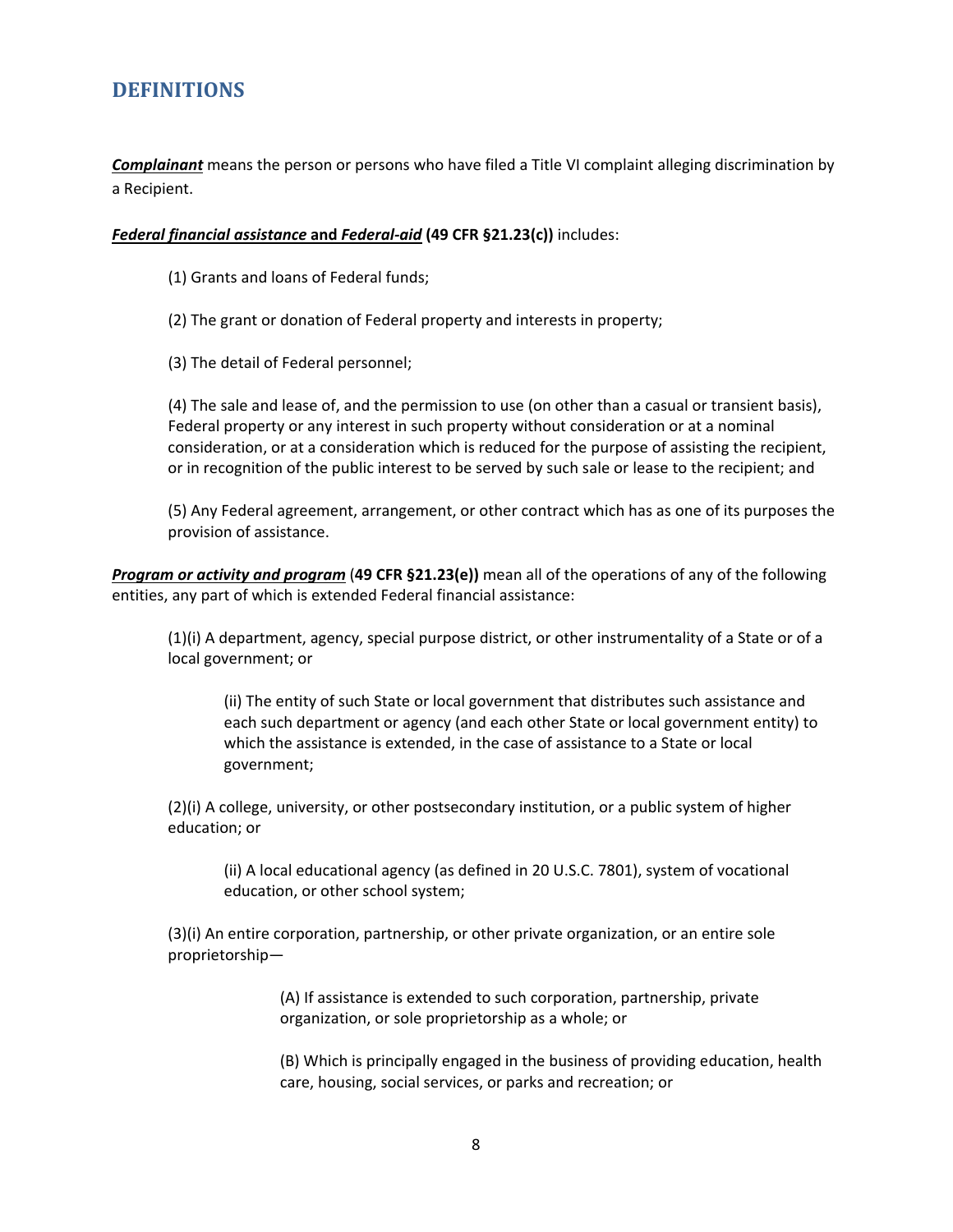## DEFINITIONS

***Complainant*** means the person or persons who have filed a Title VI complaint alleging discrimination by a Recipient.

***Federal financial assistance* and *Federal-aid* (49 CFR §21.23(c))** includes:

> (1) Grants and loans of Federal funds;
>
> (2) The grant or donation of Federal property and interests in property;
>
> (3) The detail of Federal personnel;
>
> (4) The sale and lease of, and the permission to use (on other than a casual or transient basis), Federal property or any interest in such property without consideration or at a nominal consideration, or at a consideration which is reduced for the purpose of assisting the recipient, or in recognition of the public interest to be served by such sale or lease to the recipient; and
>
> (5) Any Federal agreement, arrangement, or other contract which has as one of its purposes the provision of assistance.

***Program or activity and program*** (**49 CFR §21.23(e)**) mean all of the operations of any of the following entities, any part of which is extended Federal financial assistance:

> (1)(i) A department, agency, special purpose district, or other instrumentality of a State or of a local government; or
>
> > (ii) The entity of such State or local government that distributes such assistance and each such department or agency (and each other State or local government entity) to which the assistance is extended, in the case of assistance to a State or local government;
>
> (2)(i) A college, university, or other postsecondary institution, or a public system of higher education; or
>
> > (ii) A local educational agency (as defined in 20 U.S.C. 7801), system of vocational education, or other school system;
>
> (3)(i) An entire corporation, partnership, or other private organization, or an entire sole proprietorship—
>
> > > (A) If assistance is extended to such corporation, partnership, private organization, or sole proprietorship as a whole; or
> > >
> > > (B) Which is principally engaged in the business of providing education, health care, housing, social services, or parks and recreation; or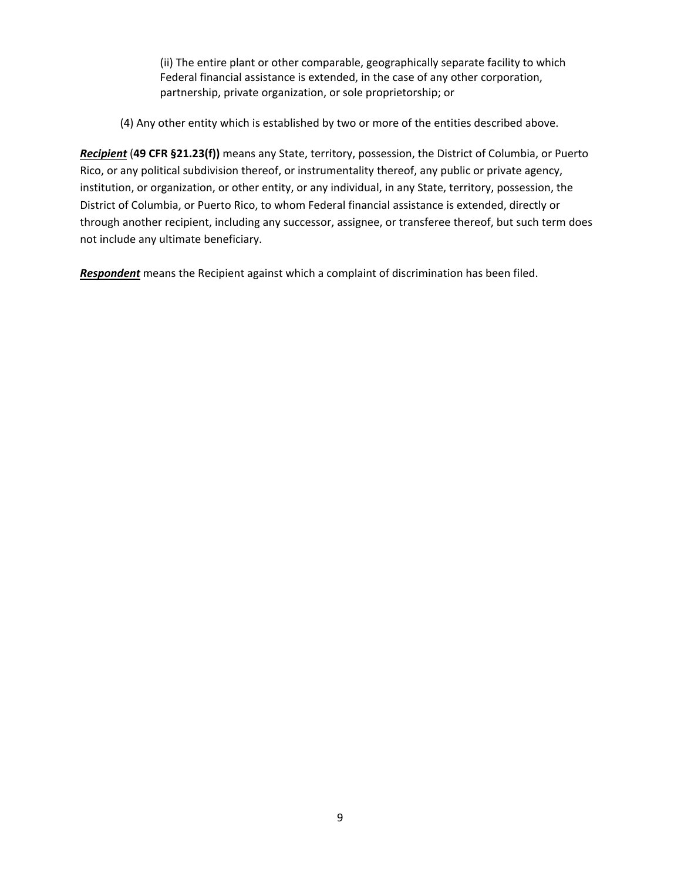(ii) The entire plant or other comparable, geographically separate facility to which Federal financial assistance is extended, in the case of any other corporation, partnership, private organization, or sole proprietorship; or

(4) Any other entity which is established by two or more of the entities described above.

***Recipient*** (**49 CFR §21.23(f))** means any State, territory, possession, the District of Columbia, or Puerto Rico, or any political subdivision thereof, or instrumentality thereof, any public or private agency, institution, or organization, or other entity, or any individual, in any State, territory, possession, the District of Columbia, or Puerto Rico, to whom Federal financial assistance is extended, directly or through another recipient, including any successor, assignee, or transferee thereof, but such term does not include any ultimate beneficiary.

***Respondent*** means the Recipient against which a complaint of discrimination has been filed.